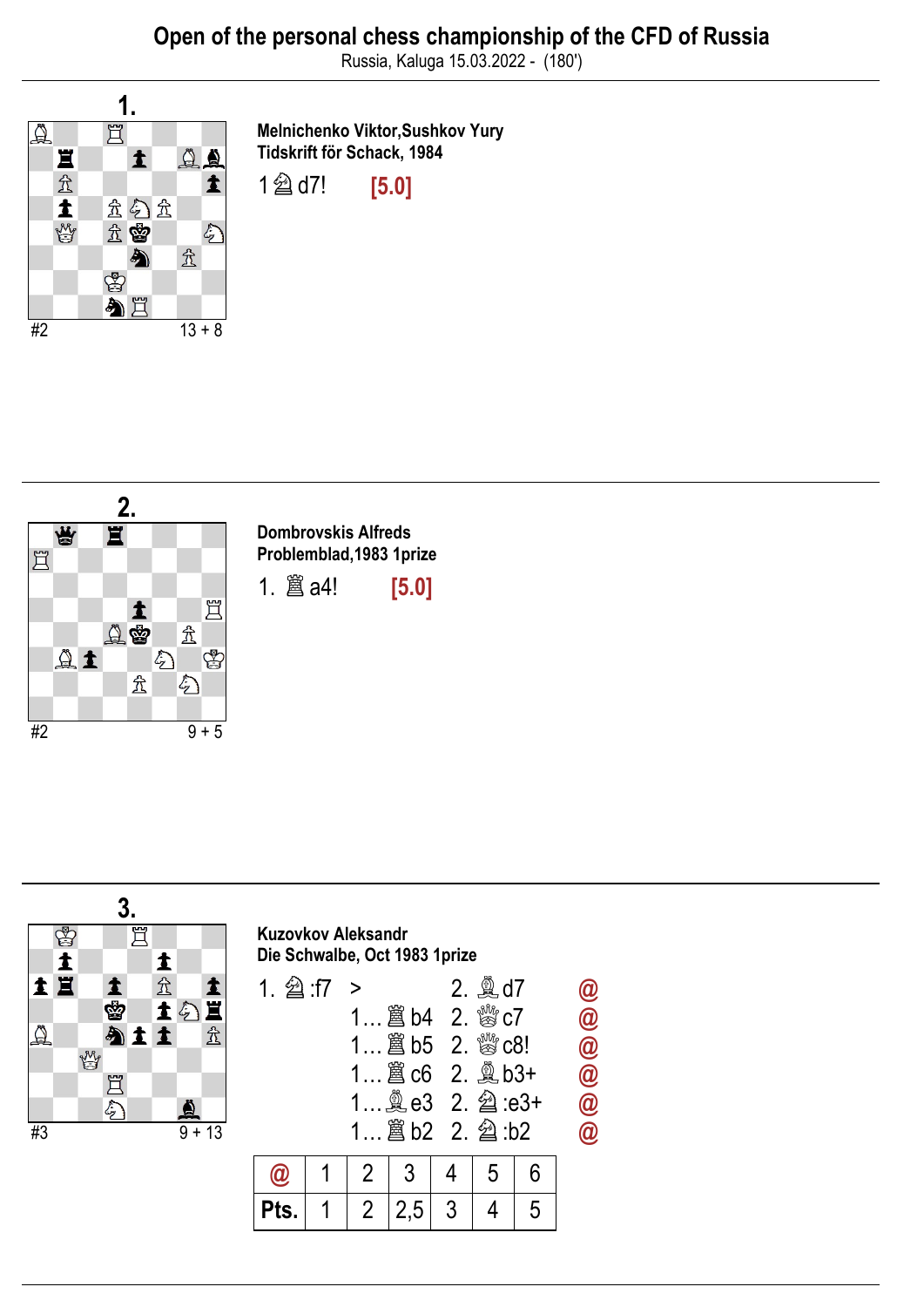# Open of the personal chess championship of the CFD of Russia

Russia, Kaluga 15.03.2022 - (180')

## 1.

#2 13 + 8

**Melnichenko Viktor,Sushkov Yury**
**Tidskrift för Schack, 1984**

1 ♘d7! **[5.0]**

## 2.

#2 9 + 5

**Dombrovskis Alfreds**
**Problemblad,1983 1prize**

1. ♖a4! **[5.0]**

## 3.

#3 9 + 13

**Kuzovkov Aleksandr**
**Die Schwalbe, Oct 1983 1prize**

1. ♘:f7 > 2. ♗d7 @
1… ♖b4 2. ♕c7 @
1… ♖b5 2. ♕c8! @
1… ♖c6 2. ♗b3+ @
1… ♗e3 2. ♘:e3+ @
1… ♖b2 2. ♘:b2 @

| @ | 1 | 2 | 3 | 4 | 5 | 6 |
|---|---|---|---|---|---|---|
| Pts. | 1 | 2 | 2,5 | 3 | 4 | 5 |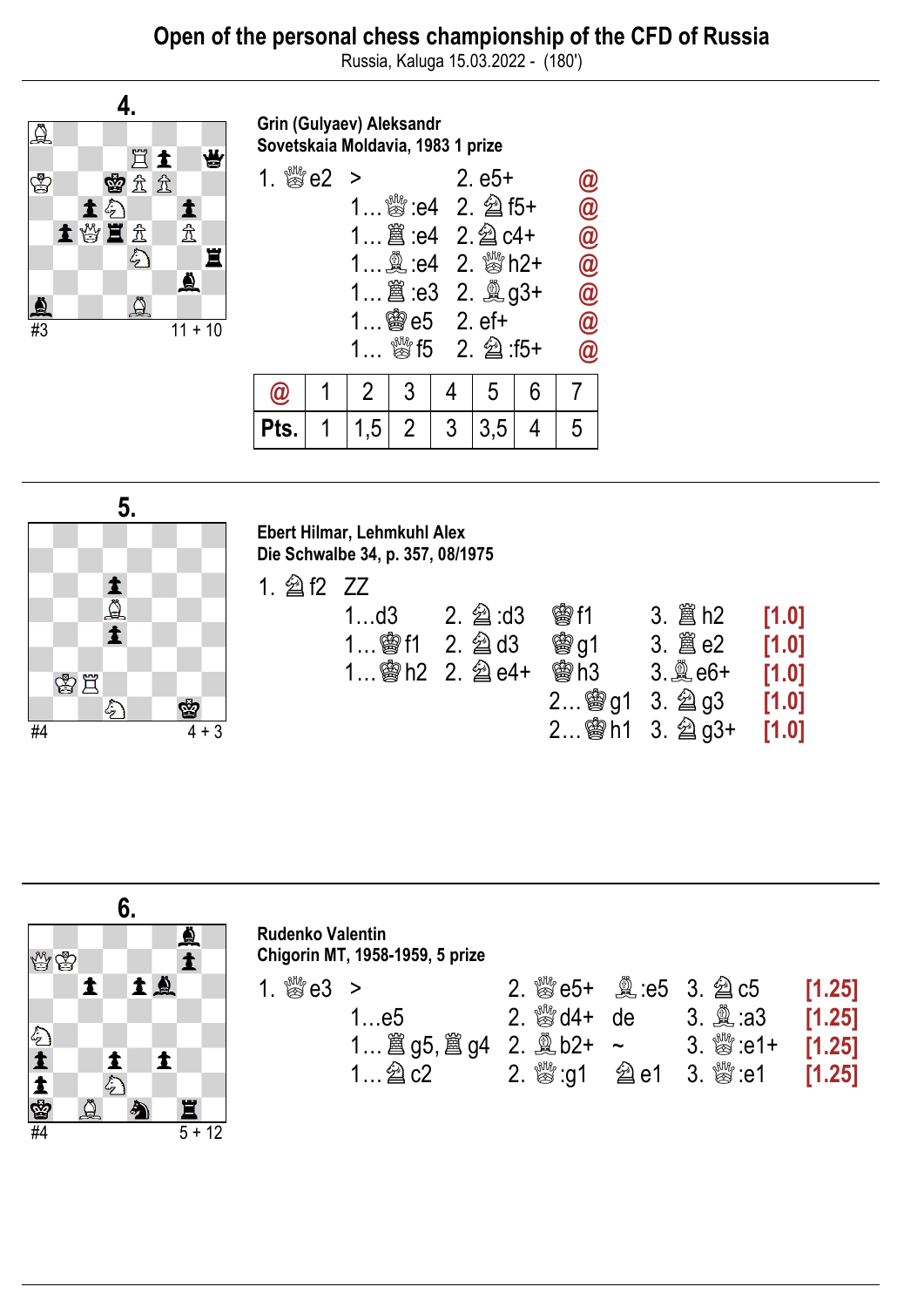## Open of the personal chess championship of the CFD of Russia

Russia, Kaluga 15.03.2022 - (180')

### 4.

#3 11 + 10

**Grin (Gulyaev) Aleksandr**
**Sovetskaia Moldavia, 1983 1 prize**

1. ♕e2 > 2. e5+ @

1... ♕:e4 2. ♘f5+ @

1... ♖:e4 2. ♘c4+ @

1... ♗:e4 2. ♕h2+ @

1... ♖:e3 2. ♗g3+ @

1... ♔e5 2. ef+ @

1... ♕f5 2. ♘:f5+ @

| @ | 1 | 2 | 3 | 4 | 5 | 6 | 7 |
|---|---|---|---|---|---|---|---|
| Pts. | 1 | 1,5 | 2 | 3 | 3,5 | 4 | 5 |

### 5.

#4 4 + 3

**Ebert Hilmar, Lehmkuhl Alex**
**Die Schwalbe 34, p. 357, 08/1975**

1. ♘f2 ZZ

1...d3 2. ♘:d3 ♔f1 3. ♖h2 [1.0]

1...♔f1 2. ♘d3 ♔g1 3. ♖e2 [1.0]

1...♔h2 2. ♘e4+ ♔h3 3. ♗e6+ [1.0]

2...♔g1 3. ♘g3 [1.0]

2...♔h1 3. ♘g3+ [1.0]

### 6.

#4 5 + 12

**Rudenko Valentin**
**Chigorin MT, 1958-1959, 5 prize**

1. ♕e3 > 2. ♕e5+ ♗:e5 3. ♘c5 [1.25]

1...e5 2. ♕d4+ de 3. ♗:a3 [1.25]

1... ♖g5, ♖g4 2. ♗b2+ ~ 3. ♕:e1+ [1.25]

1... ♘c2 2. ♕:g1 ♘e1 3. ♕:e1 [1.25]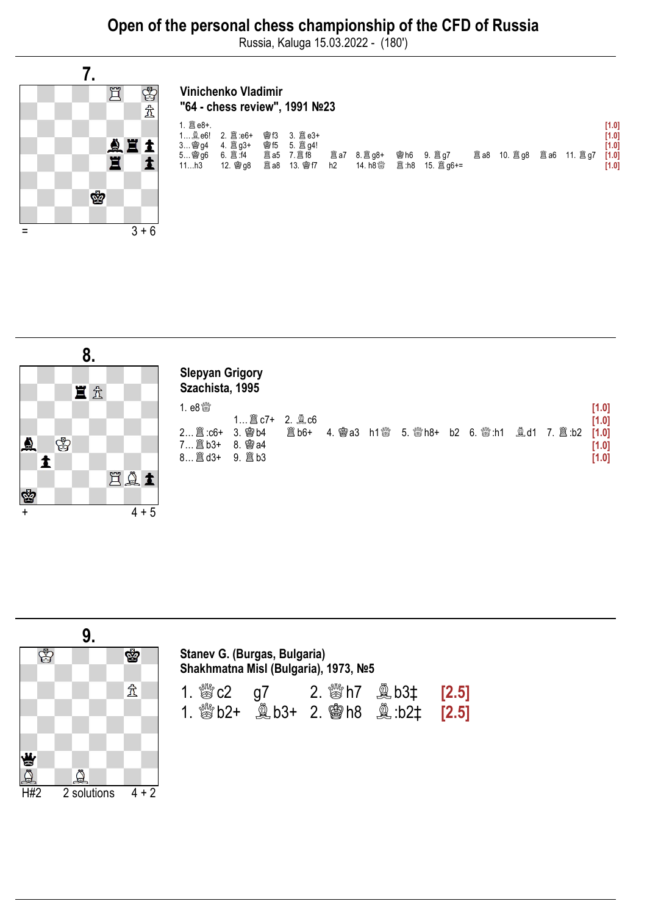# Open of the personal chess championship of the CFD of Russia

Russia, Kaluga 15.03.2022 - (180')

## 7.

**Vinichenko Vladimir**
**"64 - chess review", 1991 №23**

= 3 + 6

1. ♖e8+. [1.0]

1...♗e6! 2. ♖:e6+ ♔f3 3. ♖e3+ [1.0]

3...♔g4 4. ♖g3+ ♔f5 5. ♖g4! [1.0]

5...♔g6 6. ♖:f4 ♖a5 7.♖f8 ♖a7 8.♖g8+ ♔h6 9. ♖g7 ♖a8 10. ♖g8 ♖a6 11. ♖g7 [1.0]

11...h3 12. ♔g8 ♖a8 13. ♔f7 h2 14. h8♕ ♖:h8 15. ♖g6+= [1.0]

## 8.

**Slepyan Grigory**
**Szachista, 1995**

+ 4 + 5

1. e8♕ [1.0]

1...♖c7+ 2. ♗c6 [1.0]

2...♖:c6+ 3. ♔b4 ♖b6+ 4. ♔a3 h1♕ 5. ♕h8+ b2 6. ♕:h1 ♗d1 7. ♖:b2 [1.0]

7...♖b3+ 8. ♔a4 [1.0]

8...♖d3+ 9. ♖b3 [1.0]

## 9.

**Stanev G. (Burgas, Bulgaria)**
**Shakhmatna Misl (Bulgaria), 1973, №5**

H#2 2 solutions 4 + 2

1. ♕c2 g7 2. ♕h7 ♗b3‡ [2.5]

1. ♕b2+ ♗b3+ 2. ♔h8 ♗:b2‡ [2.5]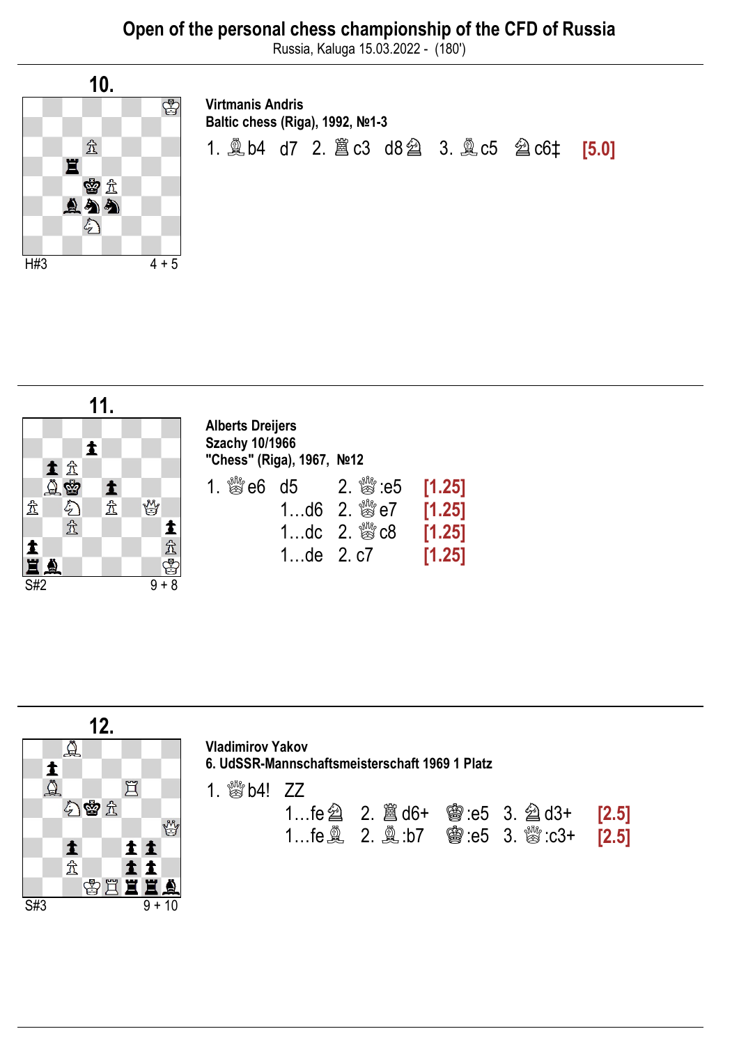# Open of the personal chess championship of the CFD of Russia

Russia, Kaluga 15.03.2022 - (180')

## 10.

H#3 — 4 + 5

**Virtmanis Andris**
**Baltic chess (Riga), 1992, №1-3**

1. ♝b4 d7 2. ♜c3 d8♞ 3. ♝c5 ♞c6‡ **[5.0]**

## 11.

S#2 — 9 + 8

**Alberts Dreijers**
**Szachy 10/1966**
**"Chess" (Riga), 1967, №12**

1. ♕e6 d5 2. ♕:e5 **[1.25]**
1...d6 2. ♕e7 **[1.25]**
1...dc 2. ♕c8 **[1.25]**
1...de 2. c7 **[1.25]**

## 12.

S#3 — 9 + 10

**Vladimirov Yakov**
**6. UdSSR-Mannschaftsmeisterschaft 1969 1 Platz**

1. ♕b4! ZZ
1...fe♞ 2. ♖d6+ ♚:e5 3. ♘d3+ **[2.5]**
1...fe♝ 2. ♗:b7 ♚:e5 3. ♕:c3+ **[2.5]**